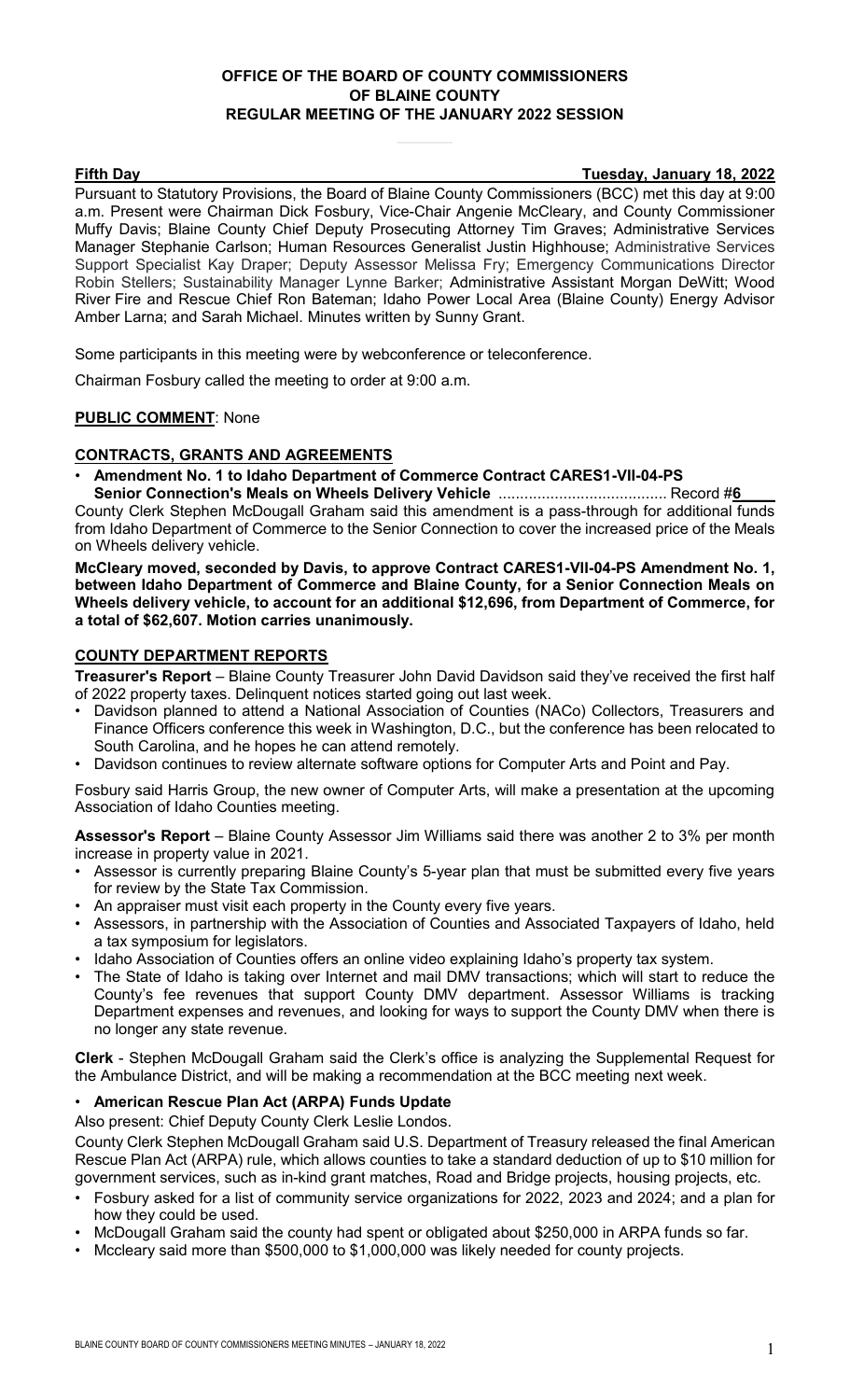**OFFICE OF THE BOARD OF COUNTY COMMISSIONERS**
**OF BLAINE COUNTY**
**REGULAR MEETING OF THE JANUARY 2022 SESSION**

**Fifth Day** **Tuesday, January 18, 2022**

Pursuant to Statutory Provisions, the Board of Blaine County Commissioners (BCC) met this day at 9:00 a.m. Present were Chairman Dick Fosbury, Vice-Chair Angenie McCleary, and County Commissioner Muffy Davis; Blaine County Chief Deputy Prosecuting Attorney Tim Graves; Administrative Services Manager Stephanie Carlson; Human Resources Generalist Justin Highhouse; Administrative Services Support Specialist Kay Draper; Deputy Assessor Melissa Fry; Emergency Communications Director Robin Stellers; Sustainability Manager Lynne Barker; Administrative Assistant Morgan DeWitt; Wood River Fire and Rescue Chief Ron Bateman; Idaho Power Local Area (Blaine County) Energy Advisor Amber Larna; and Sarah Michael. Minutes written by Sunny Grant.

Some participants in this meeting were by webconference or teleconference.

Chairman Fosbury called the meeting to order at 9:00 a.m.

**PUBLIC COMMENT**: None

**CONTRACTS, GRANTS AND AGREEMENTS**

- **Amendment No. 1 to Idaho Department of Commerce Contract CARES1-VII-04-PS Senior Connection's Meals on Wheels Delivery Vehicle** ....................................... Record #6

County Clerk Stephen McDougall Graham said this amendment is a pass-through for additional funds from Idaho Department of Commerce to the Senior Connection to cover the increased price of the Meals on Wheels delivery vehicle.

**McCleary moved, seconded by Davis, to approve Contract CARES1-VII-04-PS Amendment No. 1, between Idaho Department of Commerce and Blaine County, for a Senior Connection Meals on Wheels delivery vehicle, to account for an additional $12,696, from Department of Commerce, for a total of $62,607. Motion carries unanimously.**

**COUNTY DEPARTMENT REPORTS**

**Treasurer's Report** – Blaine County Treasurer John David Davidson said they've received the first half of 2022 property taxes. Delinquent notices started going out last week.

- Davidson planned to attend a National Association of Counties (NACo) Collectors, Treasurers and Finance Officers conference this week in Washington, D.C., but the conference has been relocated to South Carolina, and he hopes he can attend remotely.
- Davidson continues to review alternate software options for Computer Arts and Point and Pay.

Fosbury said Harris Group, the new owner of Computer Arts, will make a presentation at the upcoming Association of Idaho Counties meeting.

**Assessor's Report** – Blaine County Assessor Jim Williams said there was another 2 to 3% per month increase in property value in 2021.

- Assessor is currently preparing Blaine County's 5-year plan that must be submitted every five years for review by the State Tax Commission.
- An appraiser must visit each property in the County every five years.
- Assessors, in partnership with the Association of Counties and Associated Taxpayers of Idaho, held a tax symposium for legislators.
- Idaho Association of Counties offers an online video explaining Idaho's property tax system.
- The State of Idaho is taking over Internet and mail DMV transactions; which will start to reduce the County's fee revenues that support County DMV department. Assessor Williams is tracking Department expenses and revenues, and looking for ways to support the County DMV when there is no longer any state revenue.

**Clerk** - Stephen McDougall Graham said the Clerk's office is analyzing the Supplemental Request for the Ambulance District, and will be making a recommendation at the BCC meeting next week.

- **American Rescue Plan Act (ARPA) Funds Update**

Also present: Chief Deputy County Clerk Leslie Londos.

County Clerk Stephen McDougall Graham said U.S. Department of Treasury released the final American Rescue Plan Act (ARPA) rule, which allows counties to take a standard deduction of up to $10 million for government services, such as in-kind grant matches, Road and Bridge projects, housing projects, etc.

- Fosbury asked for a list of community service organizations for 2022, 2023 and 2024; and a plan for how they could be used.
- McDougall Graham said the county had spent or obligated about $250,000 in ARPA funds so far.
- Mccleary said more than $500,000 to $1,000,000 was likely needed for county projects.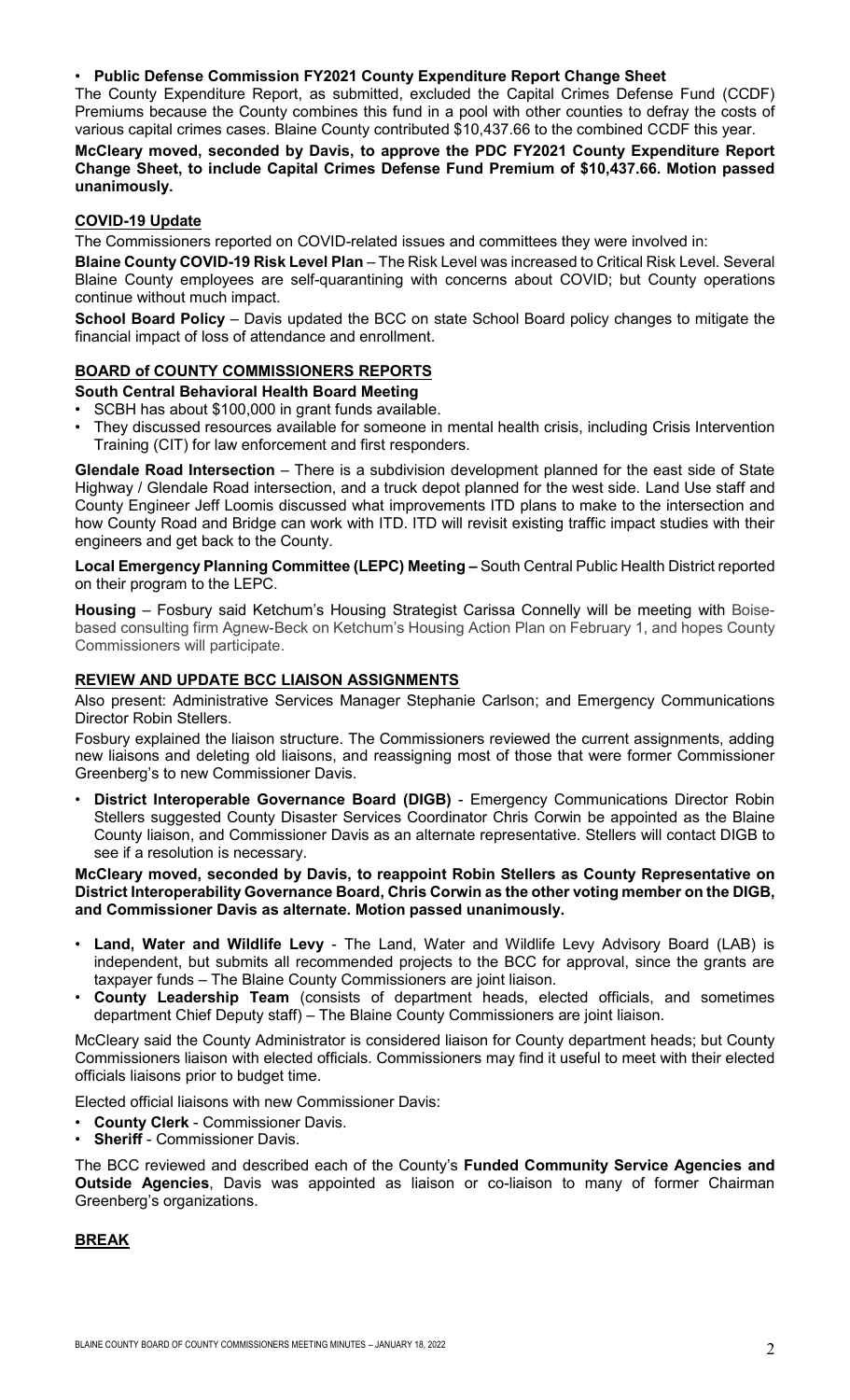- **Public Defense Commission FY2021 County Expenditure Report Change Sheet**

The County Expenditure Report, as submitted, excluded the Capital Crimes Defense Fund (CCDF) Premiums because the County combines this fund in a pool with other counties to defray the costs of various capital crimes cases. Blaine County contributed $10,437.66 to the combined CCDF this year.

**McCleary moved, seconded by Davis, to approve the PDC FY2021 County Expenditure Report Change Sheet, to include Capital Crimes Defense Fund Premium of $10,437.66. Motion passed unanimously.**

## COVID-19 Update

The Commissioners reported on COVID-related issues and committees they were involved in:

**Blaine County COVID-19 Risk Level Plan** – The Risk Level was increased to Critical Risk Level. Several Blaine County employees are self-quarantining with concerns about COVID; but County operations continue without much impact.

**School Board Policy** – Davis updated the BCC on state School Board policy changes to mitigate the financial impact of loss of attendance and enrollment.

## BOARD of COUNTY COMMISSIONERS REPORTS

**South Central Behavioral Health Board Meeting**

- SCBH has about $100,000 in grant funds available.
- They discussed resources available for someone in mental health crisis, including Crisis Intervention Training (CIT) for law enforcement and first responders.

**Glendale Road Intersection** – There is a subdivision development planned for the east side of State Highway / Glendale Road intersection, and a truck depot planned for the west side. Land Use staff and County Engineer Jeff Loomis discussed what improvements ITD plans to make to the intersection and how County Road and Bridge can work with ITD. ITD will revisit existing traffic impact studies with their engineers and get back to the County.

**Local Emergency Planning Committee (LEPC) Meeting –** South Central Public Health District reported on their program to the LEPC.

**Housing** – Fosbury said Ketchum's Housing Strategist Carissa Connelly will be meeting with Boise-based consulting firm Agnew-Beck on Ketchum's Housing Action Plan on February 1, and hopes County Commissioners will participate.

## REVIEW AND UPDATE BCC LIAISON ASSIGNMENTS

Also present: Administrative Services Manager Stephanie Carlson; and Emergency Communications Director Robin Stellers.

Fosbury explained the liaison structure. The Commissioners reviewed the current assignments, adding new liaisons and deleting old liaisons, and reassigning most of those that were former Commissioner Greenberg's to new Commissioner Davis.

- **District Interoperable Governance Board (DIGB)** - Emergency Communications Director Robin Stellers suggested County Disaster Services Coordinator Chris Corwin be appointed as the Blaine County liaison, and Commissioner Davis as an alternate representative. Stellers will contact DIGB to see if a resolution is necessary.

**McCleary moved, seconded by Davis, to reappoint Robin Stellers as County Representative on District Interoperability Governance Board, Chris Corwin as the other voting member on the DIGB, and Commissioner Davis as alternate. Motion passed unanimously.**

- **Land, Water and Wildlife Levy** - The Land, Water and Wildlife Levy Advisory Board (LAB) is independent, but submits all recommended projects to the BCC for approval, since the grants are taxpayer funds – The Blaine County Commissioners are joint liaison.
- **County Leadership Team** (consists of department heads, elected officials, and sometimes department Chief Deputy staff) – The Blaine County Commissioners are joint liaison.

McCleary said the County Administrator is considered liaison for County department heads; but County Commissioners liaison with elected officials. Commissioners may find it useful to meet with their elected officials liaisons prior to budget time.

Elected official liaisons with new Commissioner Davis:

- **County Clerk** - Commissioner Davis.
- **Sheriff** - Commissioner Davis.

The BCC reviewed and described each of the County's **Funded Community Service Agencies and Outside Agencies**, Davis was appointed as liaison or co-liaison to many of former Chairman Greenberg's organizations.

## BREAK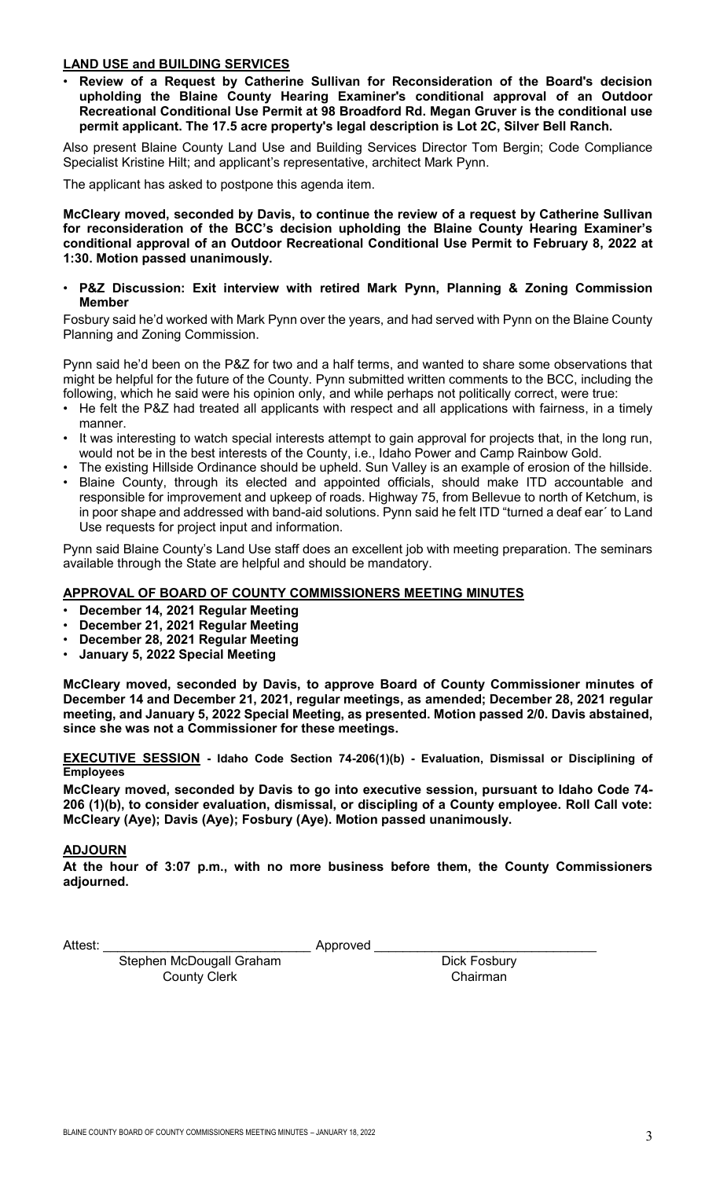## LAND USE and BUILDING SERVICES

- **Review of a Request by Catherine Sullivan for Reconsideration of the Board's decision upholding the Blaine County Hearing Examiner's conditional approval of an Outdoor Recreational Conditional Use Permit at 98 Broadford Rd. Megan Gruver is the conditional use permit applicant. The 17.5 acre property's legal description is Lot 2C, Silver Bell Ranch.**

Also present Blaine County Land Use and Building Services Director Tom Bergin; Code Compliance Specialist Kristine Hilt; and applicant's representative, architect Mark Pynn.

The applicant has asked to postpone this agenda item.

**McCleary moved, seconded by Davis, to continue the review of a request by Catherine Sullivan for reconsideration of the BCC's decision upholding the Blaine County Hearing Examiner's conditional approval of an Outdoor Recreational Conditional Use Permit to February 8, 2022 at 1:30. Motion passed unanimously.**

- **P&Z Discussion: Exit interview with retired Mark Pynn, Planning & Zoning Commission Member**

Fosbury said he'd worked with Mark Pynn over the years, and had served with Pynn on the Blaine County Planning and Zoning Commission.

Pynn said he'd been on the P&Z for two and a half terms, and wanted to share some observations that might be helpful for the future of the County. Pynn submitted written comments to the BCC, including the following, which he said were his opinion only, and while perhaps not politically correct, were true:

- He felt the P&Z had treated all applicants with respect and all applications with fairness, in a timely manner.
- It was interesting to watch special interests attempt to gain approval for projects that, in the long run, would not be in the best interests of the County, i.e., Idaho Power and Camp Rainbow Gold.
- The existing Hillside Ordinance should be upheld. Sun Valley is an example of erosion of the hillside.
- Blaine County, through its elected and appointed officials, should make ITD accountable and responsible for improvement and upkeep of roads. Highway 75, from Bellevue to north of Ketchum, is in poor shape and addressed with band-aid solutions. Pynn said he felt ITD "turned a deaf ear´ to Land Use requests for project input and information.

Pynn said Blaine County's Land Use staff does an excellent job with meeting preparation. The seminars available through the State are helpful and should be mandatory.

## APPROVAL OF BOARD OF COUNTY COMMISSIONERS MEETING MINUTES

- **December 14, 2021 Regular Meeting**
- **December 21, 2021 Regular Meeting**
- **December 28, 2021 Regular Meeting**
- **January 5, 2022 Special Meeting**

**McCleary moved, seconded by Davis, to approve Board of County Commissioner minutes of December 14 and December 21, 2021, regular meetings, as amended; December 28, 2021 regular meeting, and January 5, 2022 Special Meeting, as presented. Motion passed 2/0. Davis abstained, since she was not a Commissioner for these meetings.**

**EXECUTIVE SESSION - Idaho Code Section 74-206(1)(b) - Evaluation, Dismissal or Disciplining of Employees**

**McCleary moved, seconded by Davis to go into executive session, pursuant to Idaho Code 74-206 (1)(b), to consider evaluation, dismissal, or discipling of a County employee. Roll Call vote: McCleary (Aye); Davis (Aye); Fosbury (Aye). Motion passed unanimously.**

## ADJOURN

**At the hour of 3:07 p.m., with no more business before them, the County Commissioners adjourned.**

Attest: ____________________________ Approved ______________________________

Stephen McDougall Graham, County Clerk — Dick Fosbury, Chairman